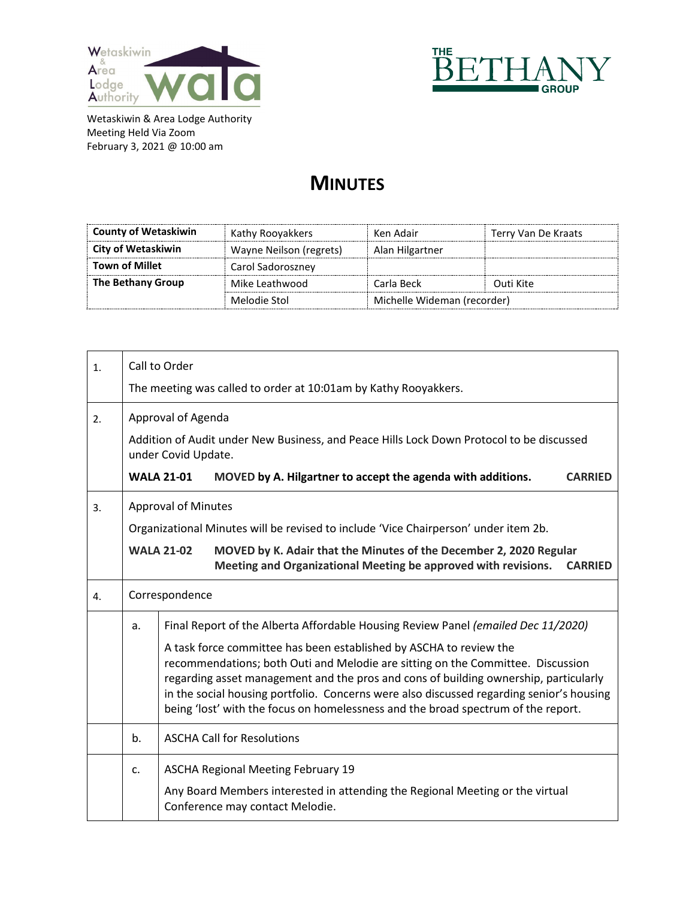Wetaskiwin & Area Lodge Authority
Meeting Held Via Zoom
February 3, 2021 @ 10:00 am

# MINUTES

| | | | |
|---|---|---|---|
| **County of Wetaskiwin** | Kathy Rooyakkers | Ken Adair | Terry Van De Kraats |
| **City of Wetaskiwin** | Wayne Neilson (regrets) | Alan Hilgartner | |
| **Town of Millet** | Carol Sadoroszney | | |
| **The Bethany Group** | Mike Leathwood | Carla Beck | Outi Kite |
| | Melodie Stol | Michelle Wideman (recorder) | |

| | | |
|---|---|---|
| 1. | Call to Order<br><br>The meeting was called to order at 10:01am by Kathy Rooyakkers. | |
| 2. | Approval of Agenda<br><br>Addition of Audit under New Business, and Peace Hills Lock Down Protocol to be discussed under Covid Update.<br><br>**WALA 21-01 MOVED by A. Hilgartner to accept the agenda with additions. CARRIED** | |
| 3. | Approval of Minutes<br><br>Organizational Minutes will be revised to include 'Vice Chairperson' under item 2b.<br><br>**WALA 21-02 MOVED by K. Adair that the Minutes of the December 2, 2020 Regular Meeting and Organizational Meeting be approved with revisions. CARRIED** | |
| 4. | Correspondence | |
| | a. | Final Report of the Alberta Affordable Housing Review Panel *(emailed Dec 11/2020)*<br><br>A task force committee has been established by ASCHA to review the recommendations; both Outi and Melodie are sitting on the Committee. Discussion regarding asset management and the pros and cons of building ownership, particularly in the social housing portfolio. Concerns were also discussed regarding senior's housing being 'lost' with the focus on homelessness and the broad spectrum of the report. |
| | b. | ASCHA Call for Resolutions |
| | c. | ASCHA Regional Meeting February 19<br><br>Any Board Members interested in attending the Regional Meeting or the virtual Conference may contact Melodie. |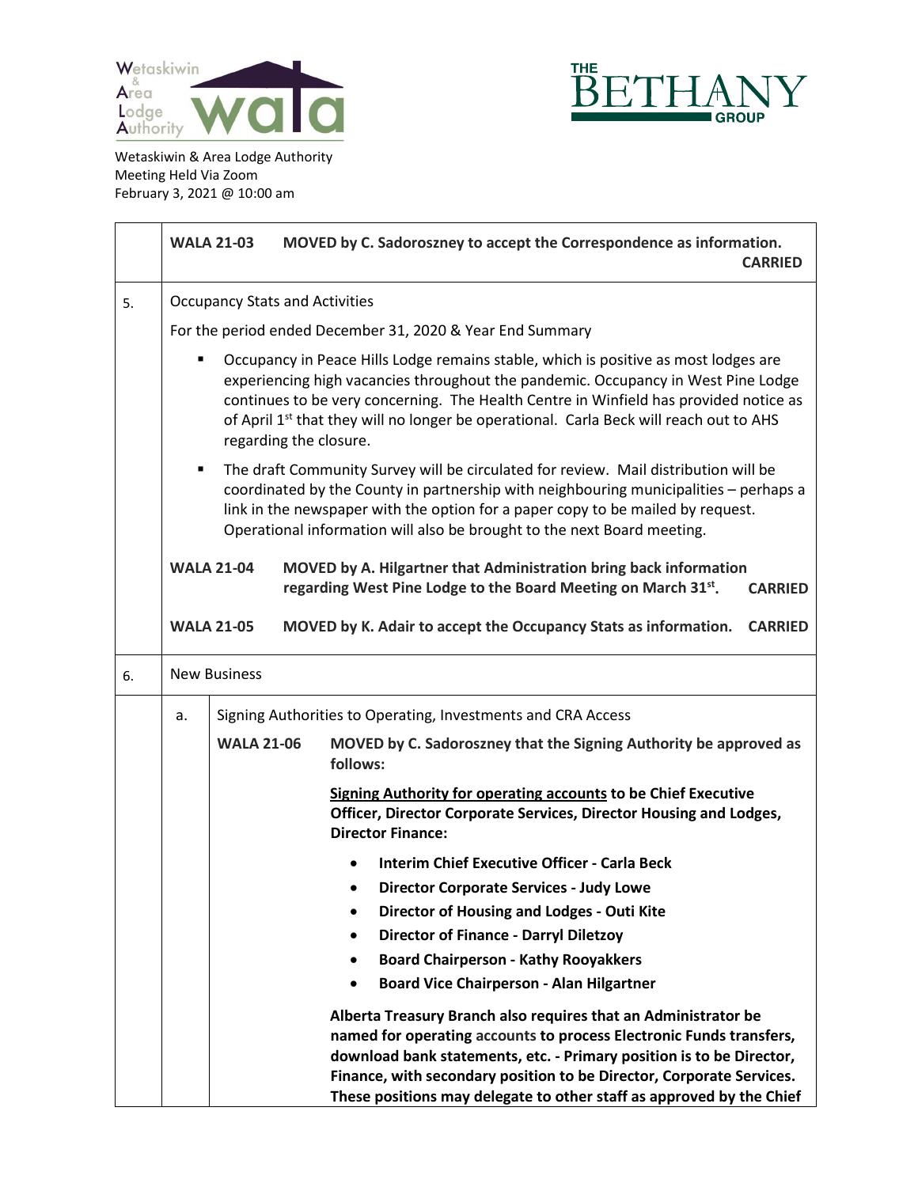Wetaskiwin & Area Lodge Authority
Meeting Held Via Zoom
February 3, 2021 @ 10:00 am

**WALA 21-03 MOVED by C. Sadoroszney to accept the Correspondence as information. CARRIED**

5. Occupancy Stats and Activities

For the period ended December 31, 2020 & Year End Summary

- Occupancy in Peace Hills Lodge remains stable, which is positive as most lodges are experiencing high vacancies throughout the pandemic. Occupancy in West Pine Lodge continues to be very concerning. The Health Centre in Winfield has provided notice as of April 1st that they will no longer be operational. Carla Beck will reach out to AHS regarding the closure.
- The draft Community Survey will be circulated for review. Mail distribution will be coordinated by the County in partnership with neighbouring municipalities – perhaps a link in the newspaper with the option for a paper copy to be mailed by request. Operational information will also be brought to the next Board meeting.

**WALA 21-04 MOVED by A. Hilgartner that Administration bring back information regarding West Pine Lodge to the Board Meeting on March 31st. CARRIED**

**WALA 21-05 MOVED by K. Adair to accept the Occupancy Stats as information. CARRIED**

6. New Business

a. Signing Authorities to Operating, Investments and CRA Access

**WALA 21-06 MOVED by C. Sadoroszney that the Signing Authority be approved as follows:**

**<u>Signing Authority for operating accounts</u> to be Chief Executive Officer, Director Corporate Services, Director Housing and Lodges, Director Finance:**

- **Interim Chief Executive Officer - Carla Beck**
- **Director Corporate Services - Judy Lowe**
- **Director of Housing and Lodges - Outi Kite**
- **Director of Finance - Darryl Diletzoy**
- **Board Chairperson - Kathy Rooyakkers**
- **Board Vice Chairperson - Alan Hilgartner**

**Alberta Treasury Branch also requires that an Administrator be named for operating accounts to process Electronic Funds transfers, download bank statements, etc. - Primary position is to be Director, Finance, with secondary position to be Director, Corporate Services. These positions may delegate to other staff as approved by the Chief**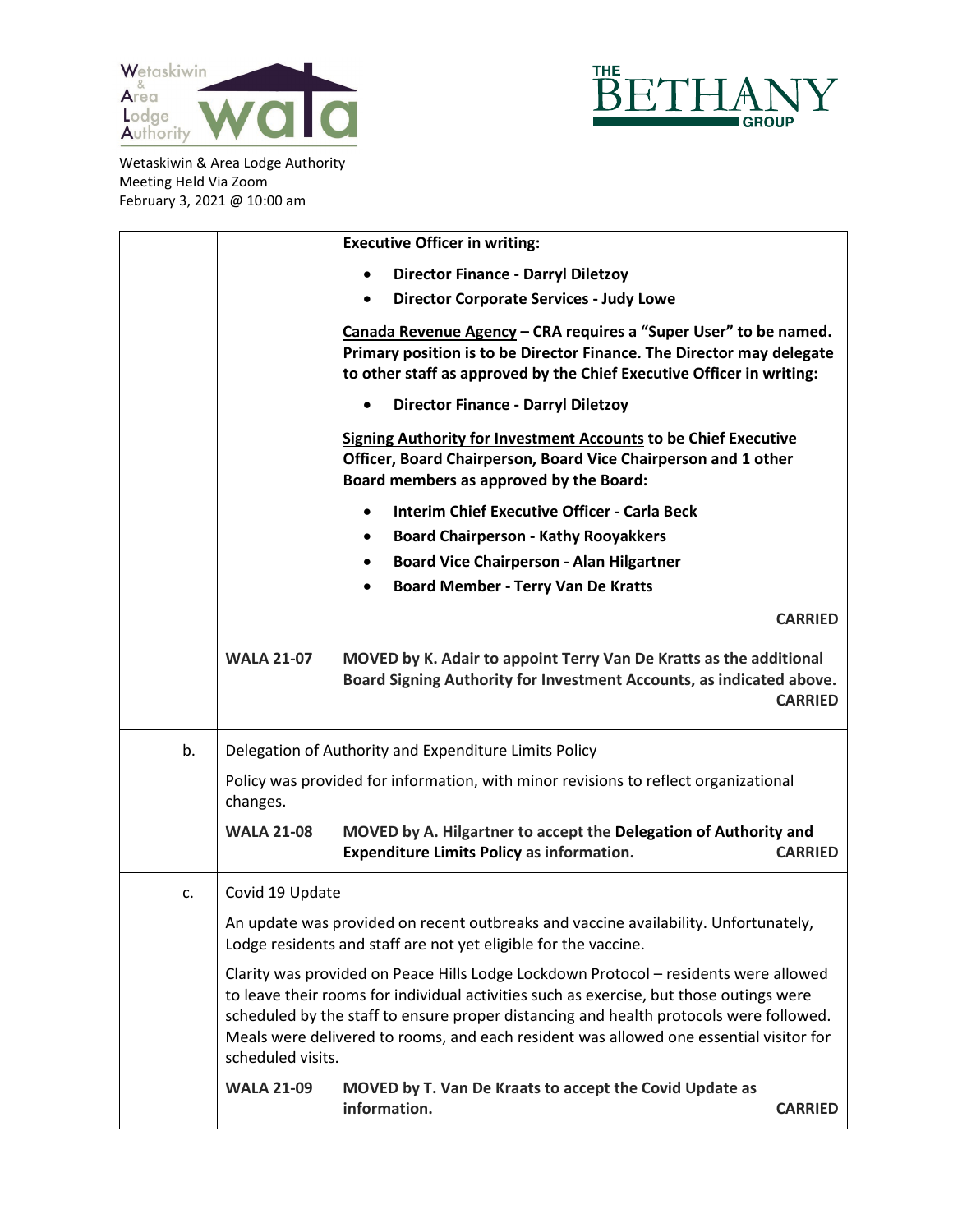Wetaskiwin & Area Lodge Authority
Meeting Held Via Zoom
February 3, 2021 @ 10:00 am

**Executive Officer in writing:**

- **Director Finance - Darryl Diletzoy**
- **Director Corporate Services - Judy Lowe**

**Canada Revenue Agency – CRA requires a "Super User" to be named. Primary position is to be Director Finance. The Director may delegate to other staff as approved by the Chief Executive Officer in writing:**

- **Director Finance - Darryl Diletzoy**

**Signing Authority for Investment Accounts to be Chief Executive Officer, Board Chairperson, Board Vice Chairperson and 1 other Board members as approved by the Board:**

- **Interim Chief Executive Officer - Carla Beck**
- **Board Chairperson - Kathy Rooyakkers**
- **Board Vice Chairperson - Alan Hilgartner**
- **Board Member - Terry Van De Kratts**

**CARRIED**

**WALA 21-07** **MOVED by K. Adair to appoint Terry Van De Kratts as the additional Board Signing Authority for Investment Accounts, as indicated above.** **CARRIED**

b. Delegation of Authority and Expenditure Limits Policy

Policy was provided for information, with minor revisions to reflect organizational changes.

**WALA 21-08** **MOVED by A. Hilgartner to accept the Delegation of Authority and Expenditure Limits Policy as information.** **CARRIED**

c. Covid 19 Update

An update was provided on recent outbreaks and vaccine availability. Unfortunately, Lodge residents and staff are not yet eligible for the vaccine.

Clarity was provided on Peace Hills Lodge Lockdown Protocol – residents were allowed to leave their rooms for individual activities such as exercise, but those outings were scheduled by the staff to ensure proper distancing and health protocols were followed. Meals were delivered to rooms, and each resident was allowed one essential visitor for scheduled visits.

**WALA 21-09** **MOVED by T. Van De Kraats to accept the Covid Update as information.** **CARRIED**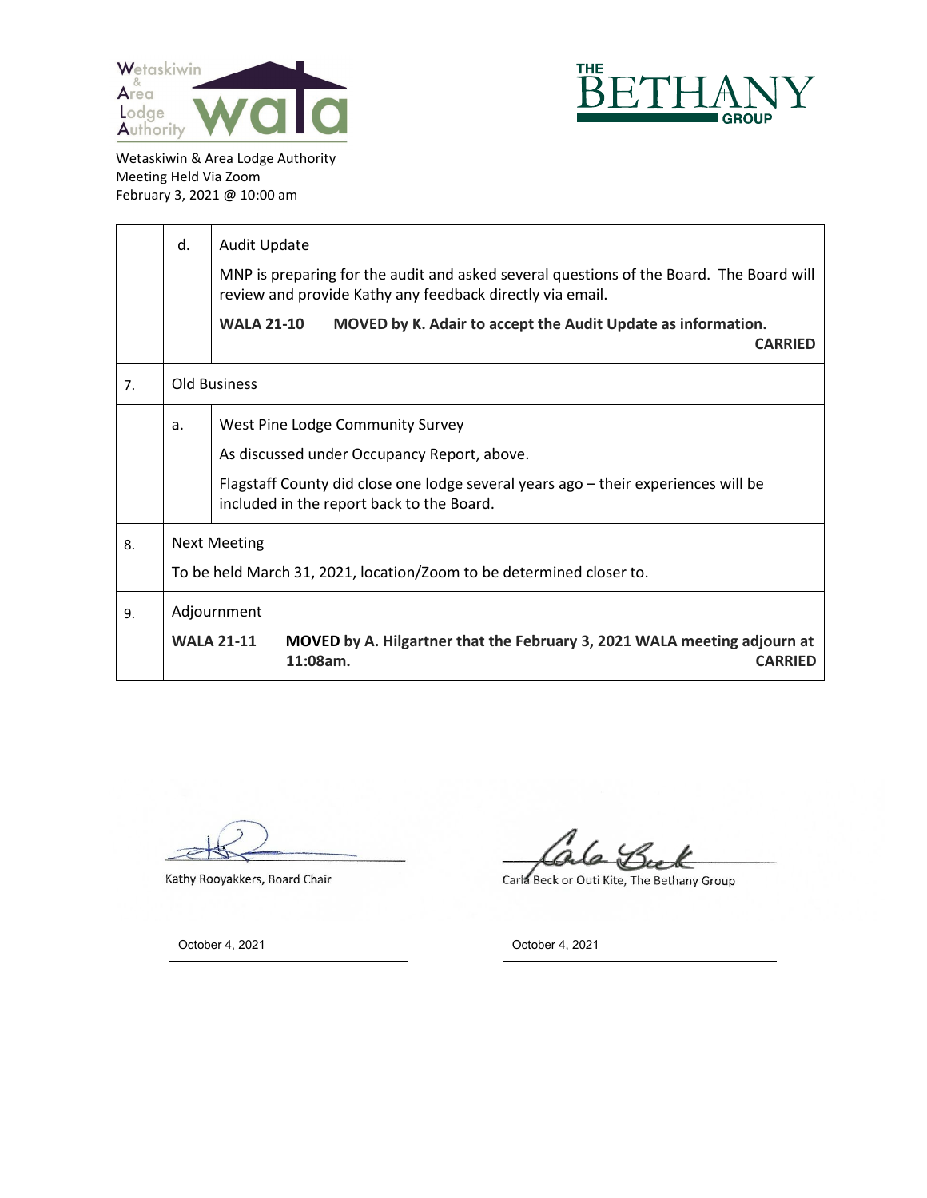Wetaskiwin & Area Lodge Authority
Meeting Held Via Zoom
February 3, 2021 @ 10:00 am

| | | |
|---|---|---|
| | d. | Audit Update<br><br>MNP is preparing for the audit and asked several questions of the Board. The Board will review and provide Kathy any feedback directly via email.<br><br>**WALA 21-10** **MOVED by K. Adair to accept the Audit Update as information.** **CARRIED** |
| 7. | Old Business | |
| | a. | West Pine Lodge Community Survey<br><br>As discussed under Occupancy Report, above.<br><br>Flagstaff County did close one lodge several years ago – their experiences will be included in the report back to the Board. |
| 8. | Next Meeting<br><br>To be held March 31, 2021, location/Zoom to be determined closer to. | |
| 9. | Adjournment<br><br>**WALA 21-11** **MOVED by A. Hilgartner that the February 3, 2021 WALA meeting adjourn at 11:08am.** **CARRIED** | |

Kathy Rooyakkers, Board Chair

October 4, 2021

Carla Beck or Outi Kite, The Bethany Group

October 4, 2021